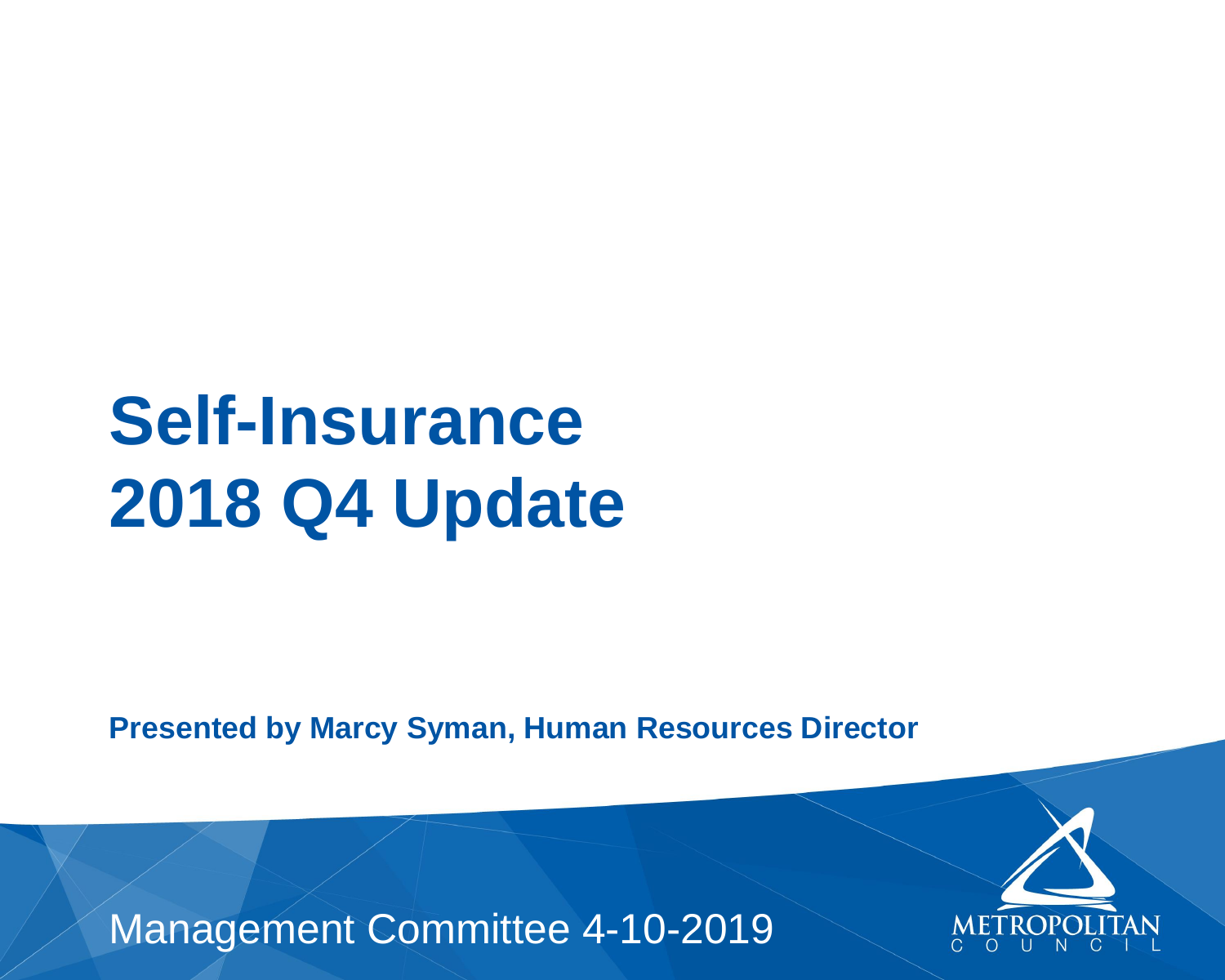# Self-Insurance 2018 Q4 Update

**Presented by Marcy Syman, Human Resources Director**

Management Committee 4-10-2019

METROPOLITAN COUNCIL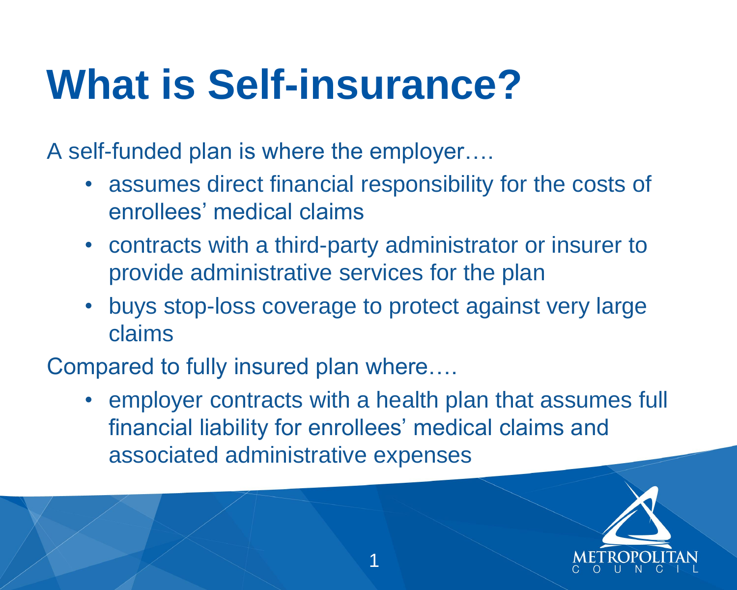# What is Self-insurance?

A self-funded plan is where the employer….

- assumes direct financial responsibility for the costs of enrollees' medical claims
- contracts with a third-party administrator or insurer to provide administrative services for the plan
- buys stop-loss coverage to protect against very large claims

Compared to fully insured plan where….

- employer contracts with a health plan that assumes full financial liability for enrollees' medical claims and associated administrative expenses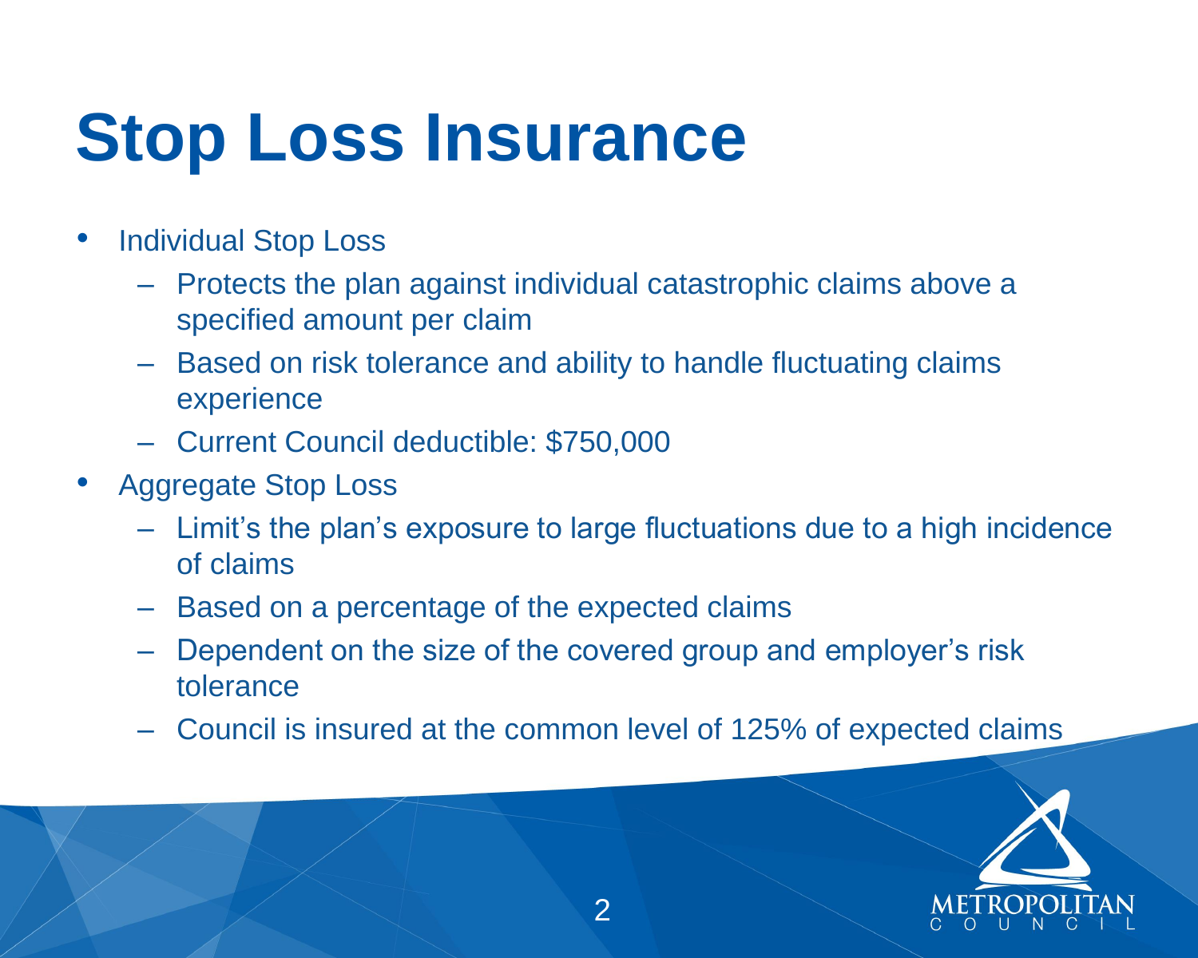# Stop Loss Insurance

- Individual Stop Loss
  - Protects the plan against individual catastrophic claims above a specified amount per claim
  - Based on risk tolerance and ability to handle fluctuating claims experience
  - Current Council deductible: $750,000
- Aggregate Stop Loss
  - Limit's the plan's exposure to large fluctuations due to a high incidence of claims
  - Based on a percentage of the expected claims
  - Dependent on the size of the covered group and employer's risk tolerance
  - Council is insured at the common level of 125% of expected claims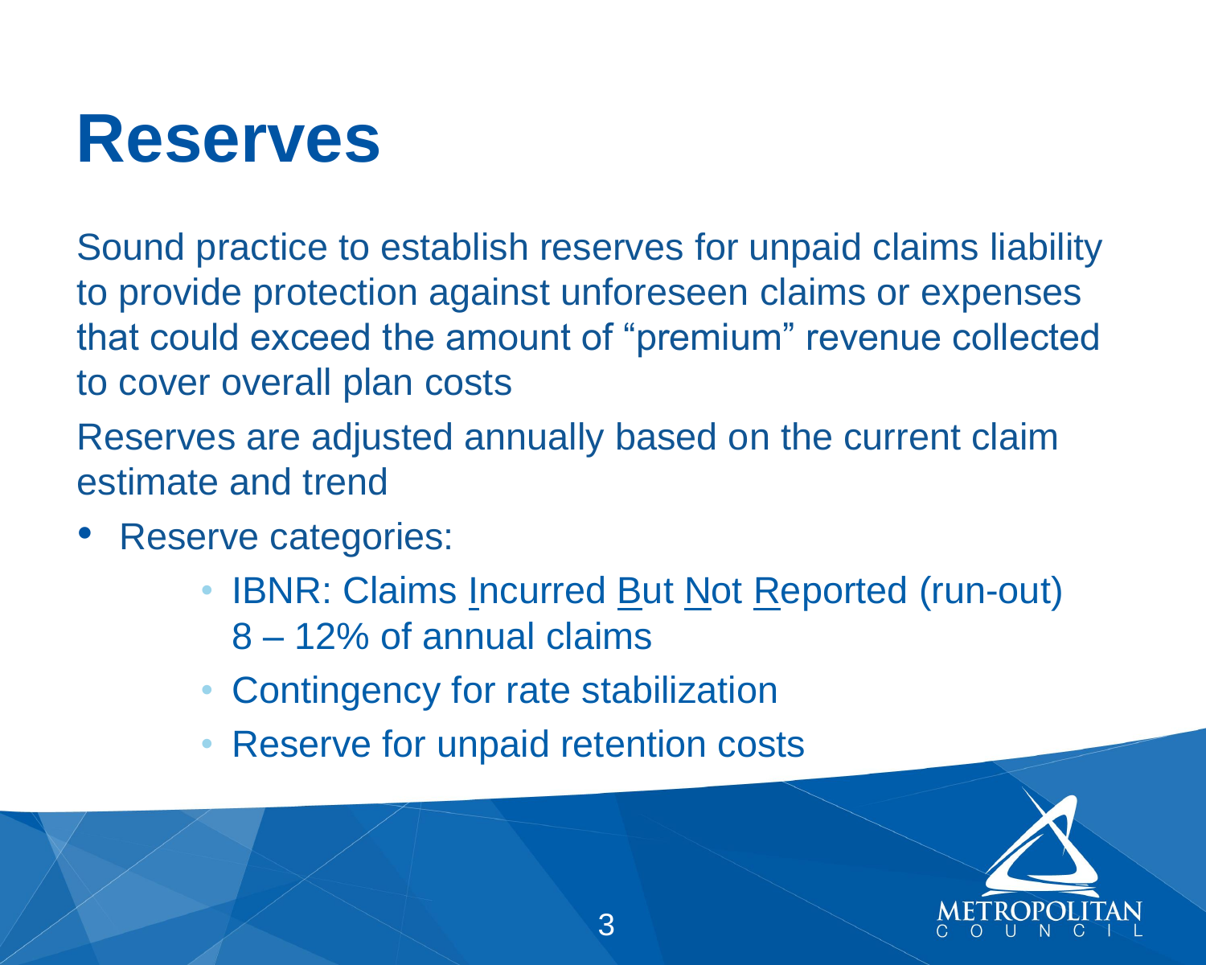# Reserves

Sound practice to establish reserves for unpaid claims liability to provide protection against unforeseen claims or expenses that could exceed the amount of "premium" revenue collected to cover overall plan costs

Reserves are adjusted annually based on the current claim estimate and trend

- Reserve categories:
  - IBNR: Claims Incurred But Not Reported (run-out) 8 – 12% of annual claims
  - Contingency for rate stabilization
  - Reserve for unpaid retention costs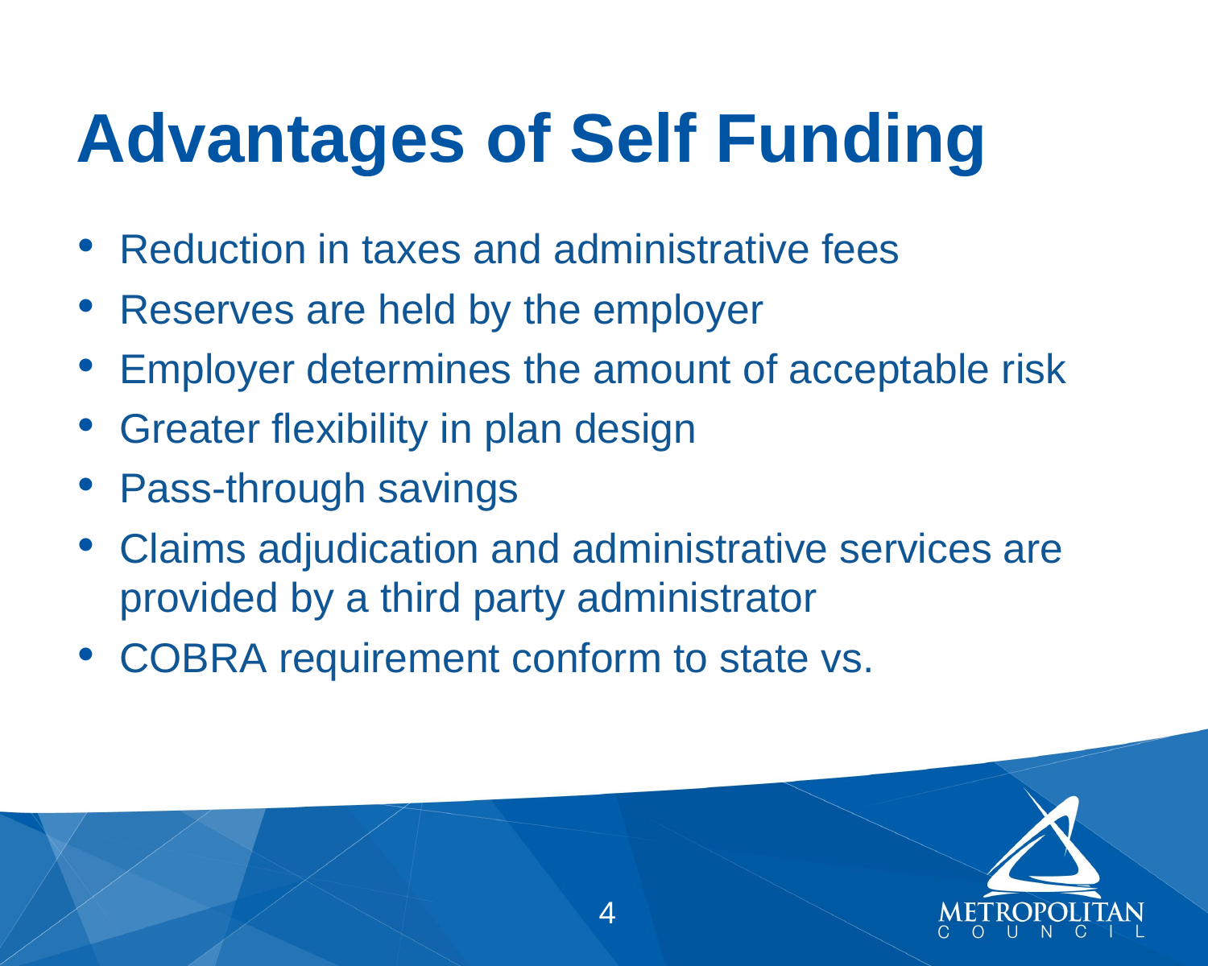# Advantages of Self Funding

- Reduction in taxes and administrative fees
- Reserves are held by the employer
- Employer determines the amount of acceptable risk
- Greater flexibility in plan design
- Pass-through savings
- Claims adjudication and administrative services are provided by a third party administrator
- COBRA requirement conform to state vs.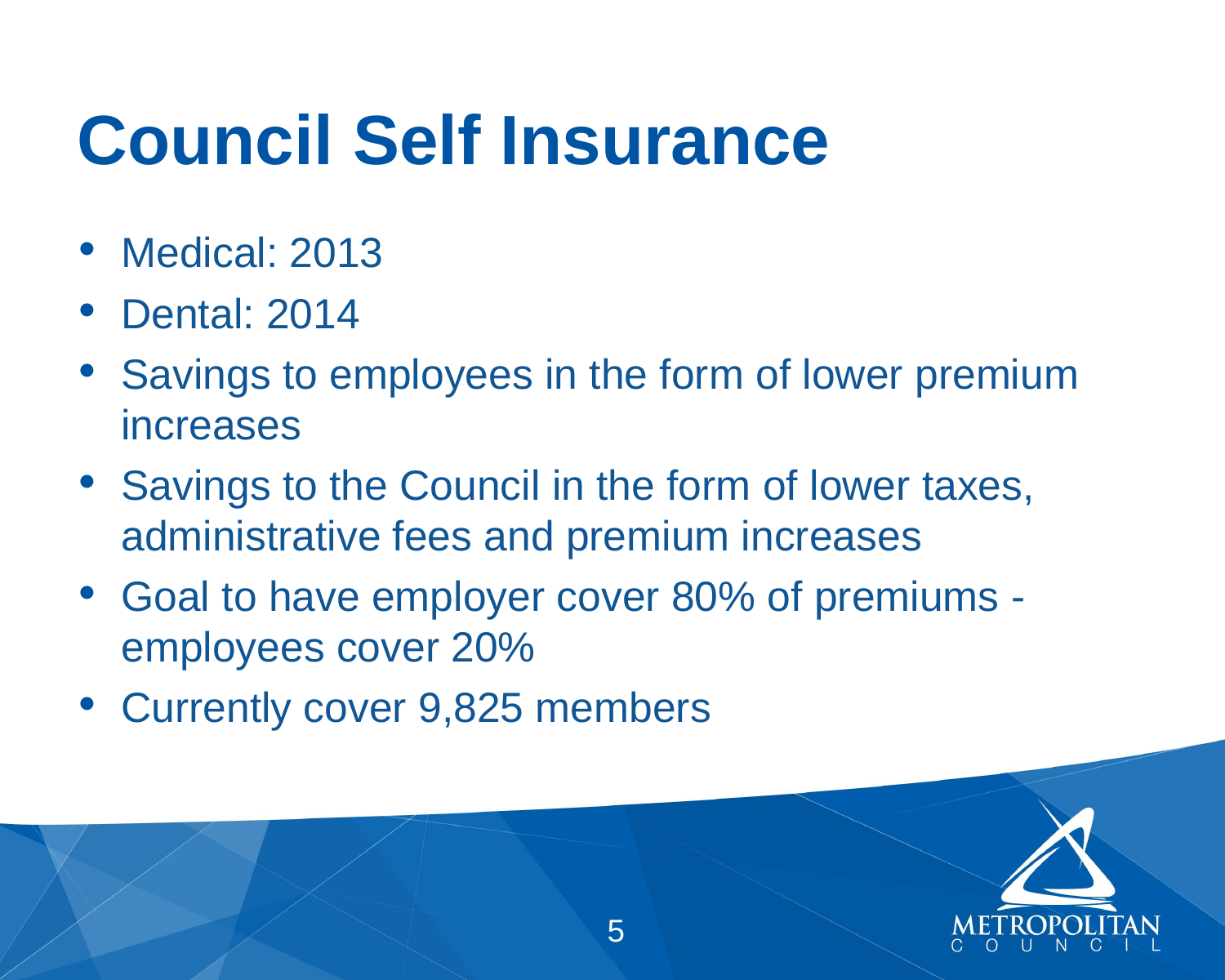# Council Self Insurance

- Medical: 2013
- Dental: 2014
- Savings to employees in the form of lower premium increases
- Savings to the Council in the form of lower taxes, administrative fees and premium increases
- Goal to have employer cover 80% of premiums - employees cover 20%
- Currently cover 9,825 members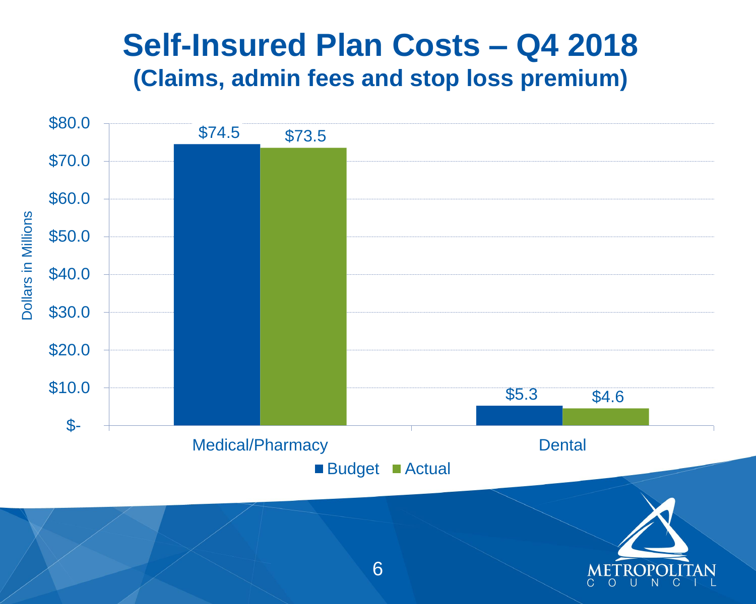# Self-Insured Plan Costs – Q4 2018

## (Claims, admin fees and stop loss premium)

| Dollars in Millions | Budget | Actual |
| --- | --- | --- |
| Medical/Pharmacy | $74.5 | $73.5 |
| Dental | $5.3 | $4.6 |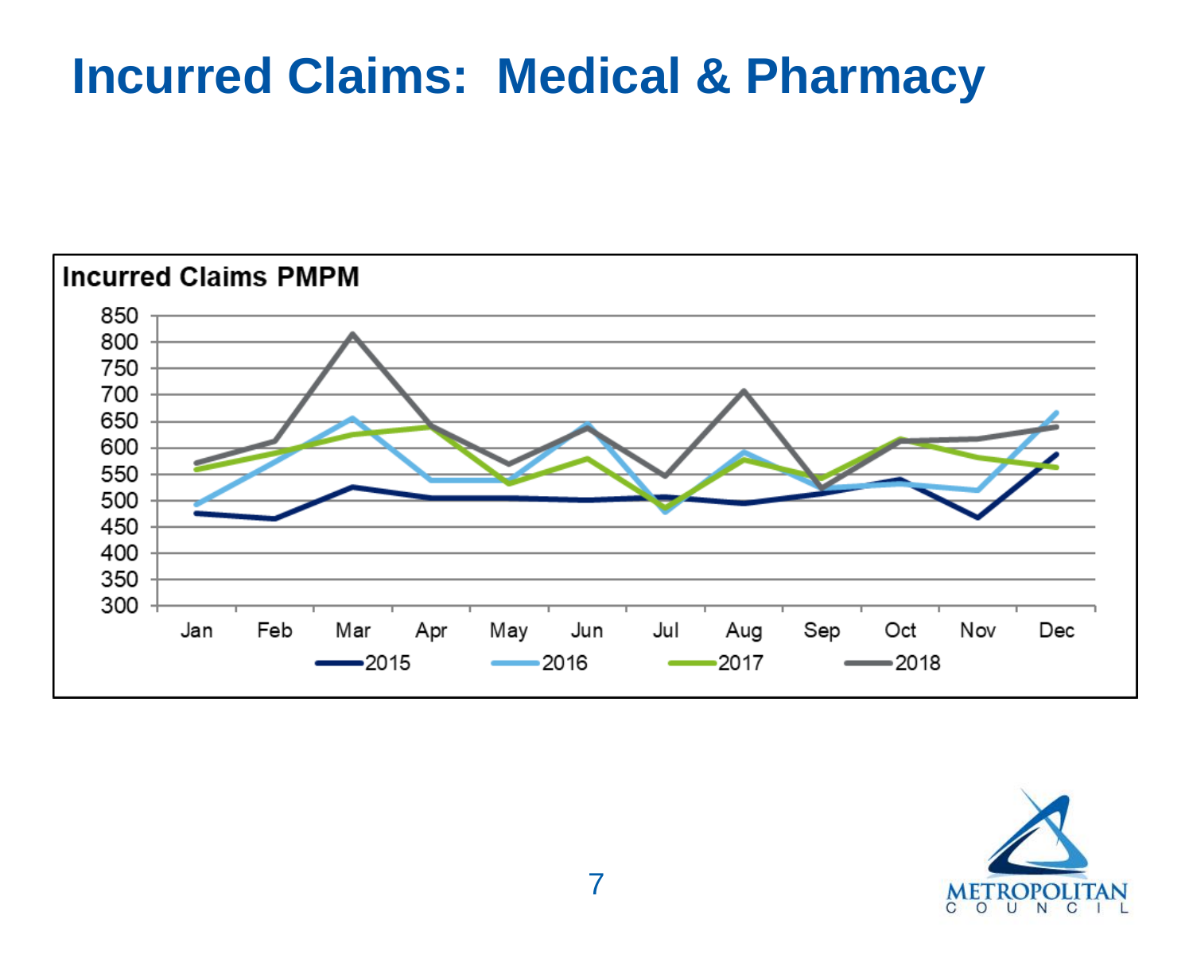# Incurred Claims: Medical & Pharmacy

**Incurred Claims PMPM**

850
800
750
700
650
600
550
500
450
400
350
300

Jan Feb Mar Apr May Jun Jul Aug Sep Oct Nov Dec

2015 2016 2017 2018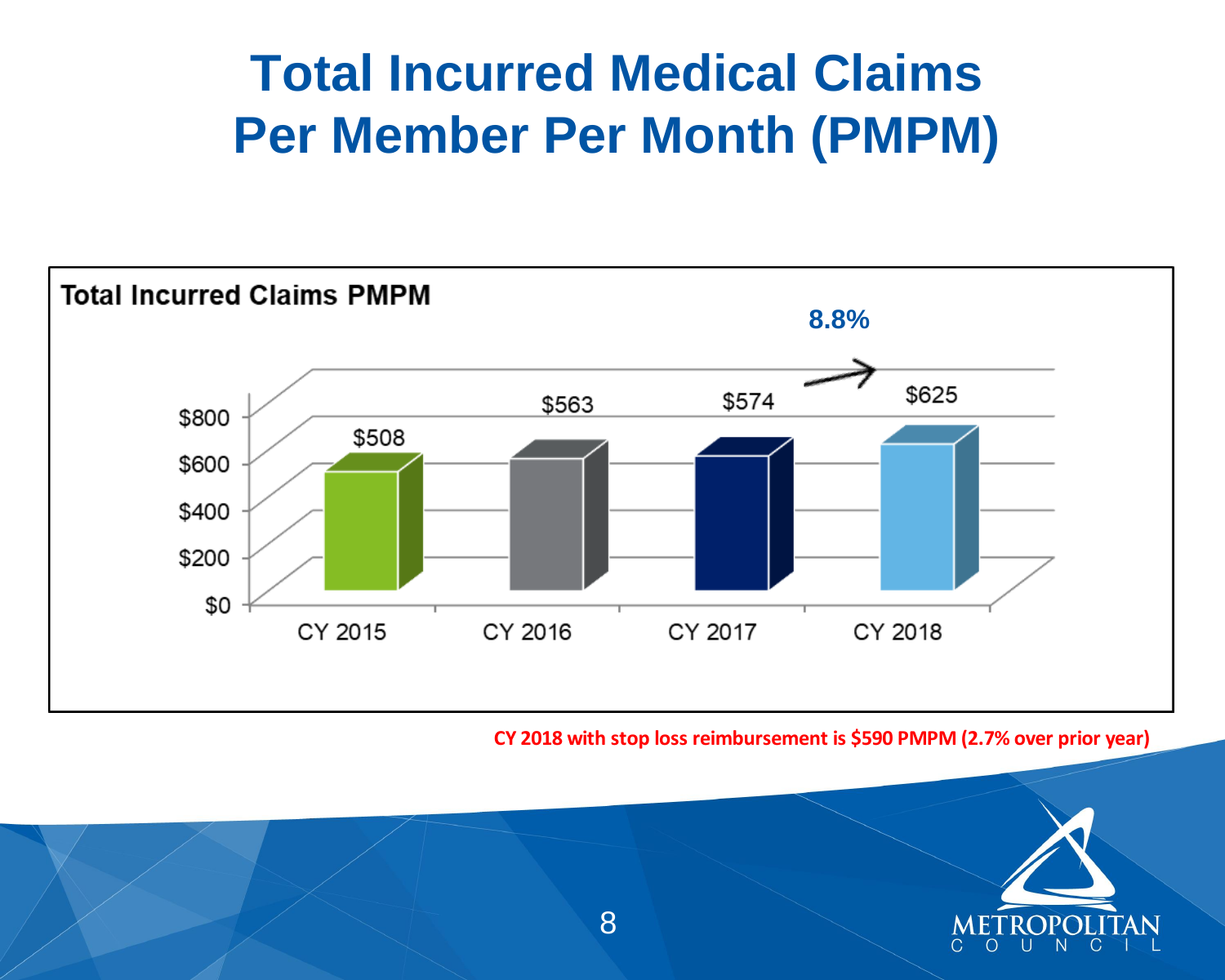# Total Incurred Medical Claims Per Member Per Month (PMPM)

**Total Incurred Claims PMPM**

| | CY 2015 | CY 2016 | CY 2017 | CY 2018 |
|---|---|---|---|---|
| Total Incurred Claims PMPM | $508 | $563 | $574 | $625 |

8.8%

**CY 2018 with stop loss reimbursement is $590 PMPM (2.7% over prior year)**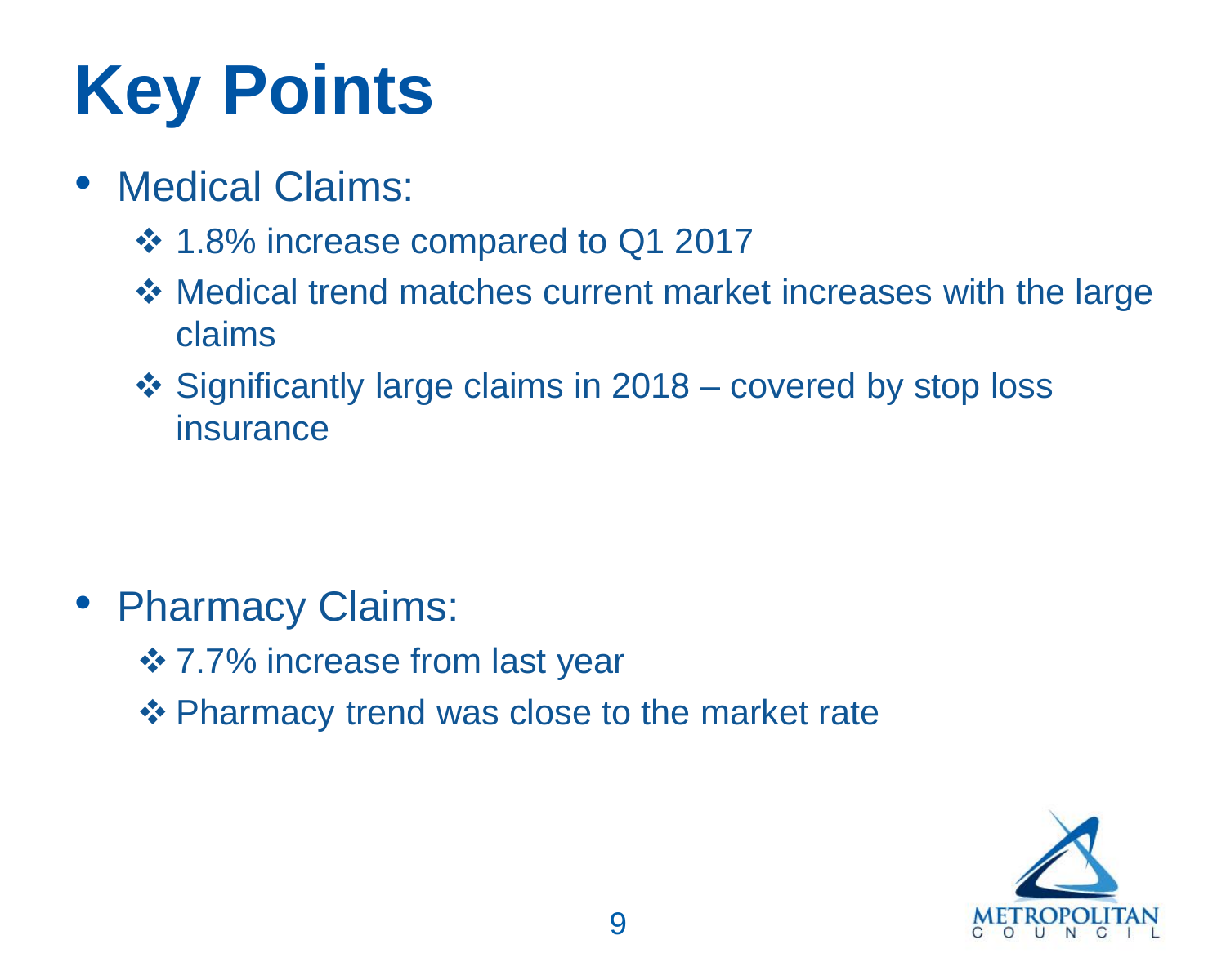# Key Points

- Medical Claims:
  - ❖ 1.8% increase compared to Q1 2017
  - ❖ Medical trend matches current market increases with the large claims
  - ❖ Significantly large claims in 2018 – covered by stop loss insurance

- Pharmacy Claims:
  - ❖ 7.7% increase from last year
  - ❖ Pharmacy trend was close to the market rate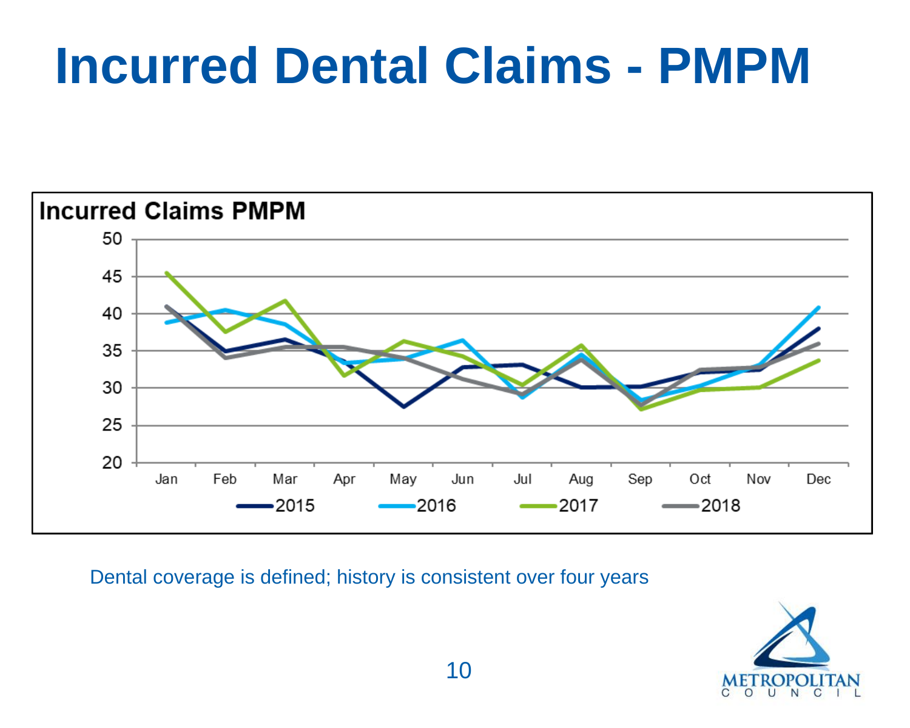# Incurred Dental Claims - PMPM

**Incurred Claims PMPM**

Dental coverage is defined; history is consistent over four years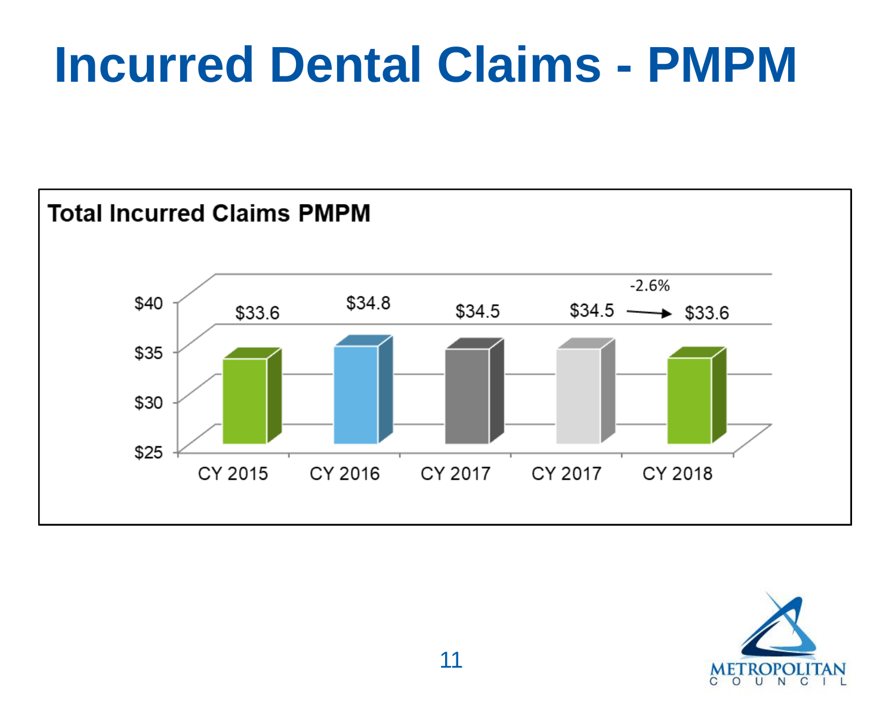# Incurred Dental Claims - PMPM

**Total Incurred Claims PMPM**

| | CY 2015 | CY 2016 | CY 2017 | CY 2017 | CY 2018 |
|---|---|---|---|---|---|
| Total Incurred Claims PMPM | $33.6 | $34.8 | $34.5 | $34.5 | $33.6 |

-2.6% ($34.5 → $33.6)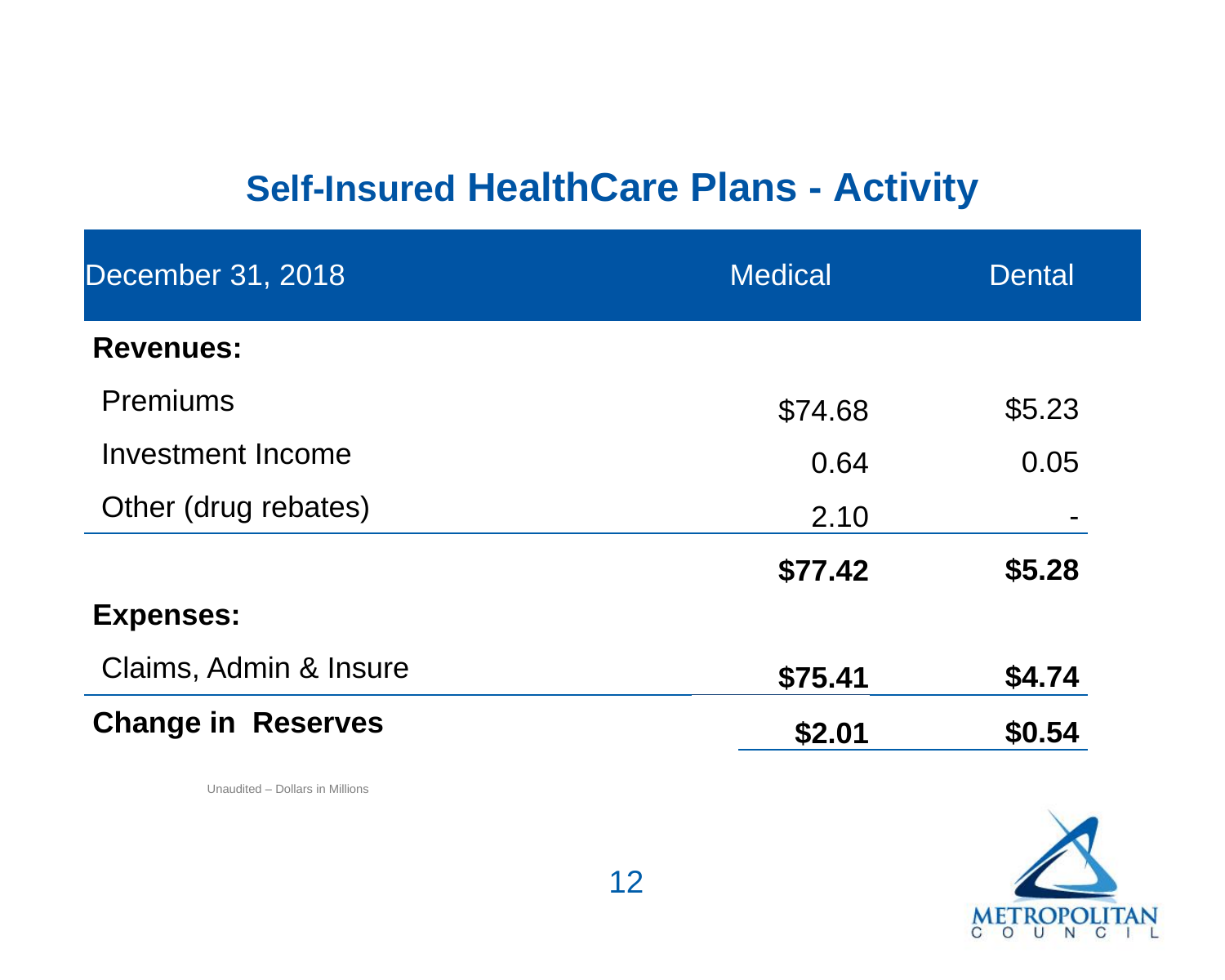# Self-Insured HealthCare Plans - Activity

| December 31, 2018 | Medical | Dental |
|---|---|---|
| **Revenues:** | | |
| Premiums | $74.68 | $5.23 |
| Investment Income | 0.64 | 0.05 |
| Other (drug rebates) | 2.10 | - |
| | **$77.42** | **$5.28** |
| **Expenses:** | | |
| Claims, Admin & Insure | **$75.41** | **$4.74** |
| **Change in Reserves** | **$2.01** | **$0.54** |

Unaudited – Dollars in Millions

METROPOLITAN COUNCIL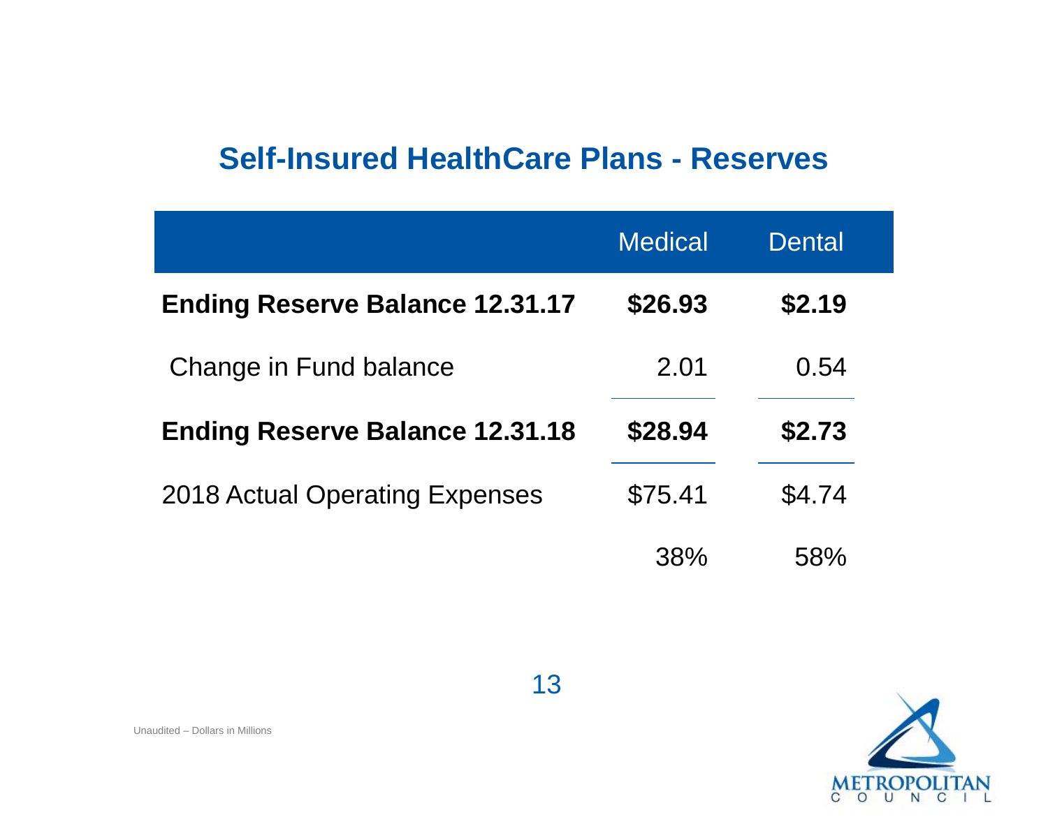## Self-Insured HealthCare Plans - Reserves

| | Medical | Dental |
|---|---|---|
| **Ending Reserve Balance 12.31.17** | **$26.93** | **$2.19** |
| Change in Fund balance | 2.01 | 0.54 |
| **Ending Reserve Balance 12.31.18** | **$28.94** | **$2.73** |
| 2018 Actual Operating Expenses | $75.41 | $4.74 |
| | 38% | 58% |

Unaudited – Dollars in Millions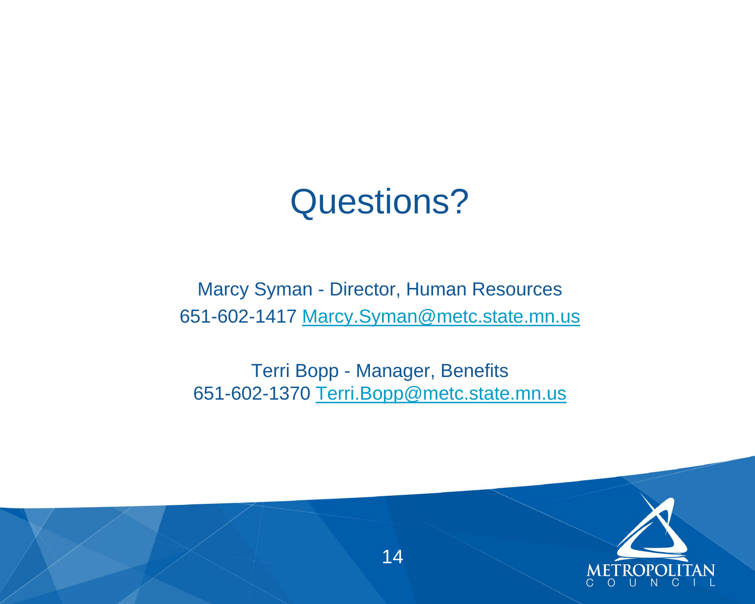# Questions?

Marcy Syman - Director, Human Resources
651-602-1417 Marcy.Syman@metc.state.mn.us

Terri Bopp - Manager, Benefits
651-602-1370 Terri.Bopp@metc.state.mn.us